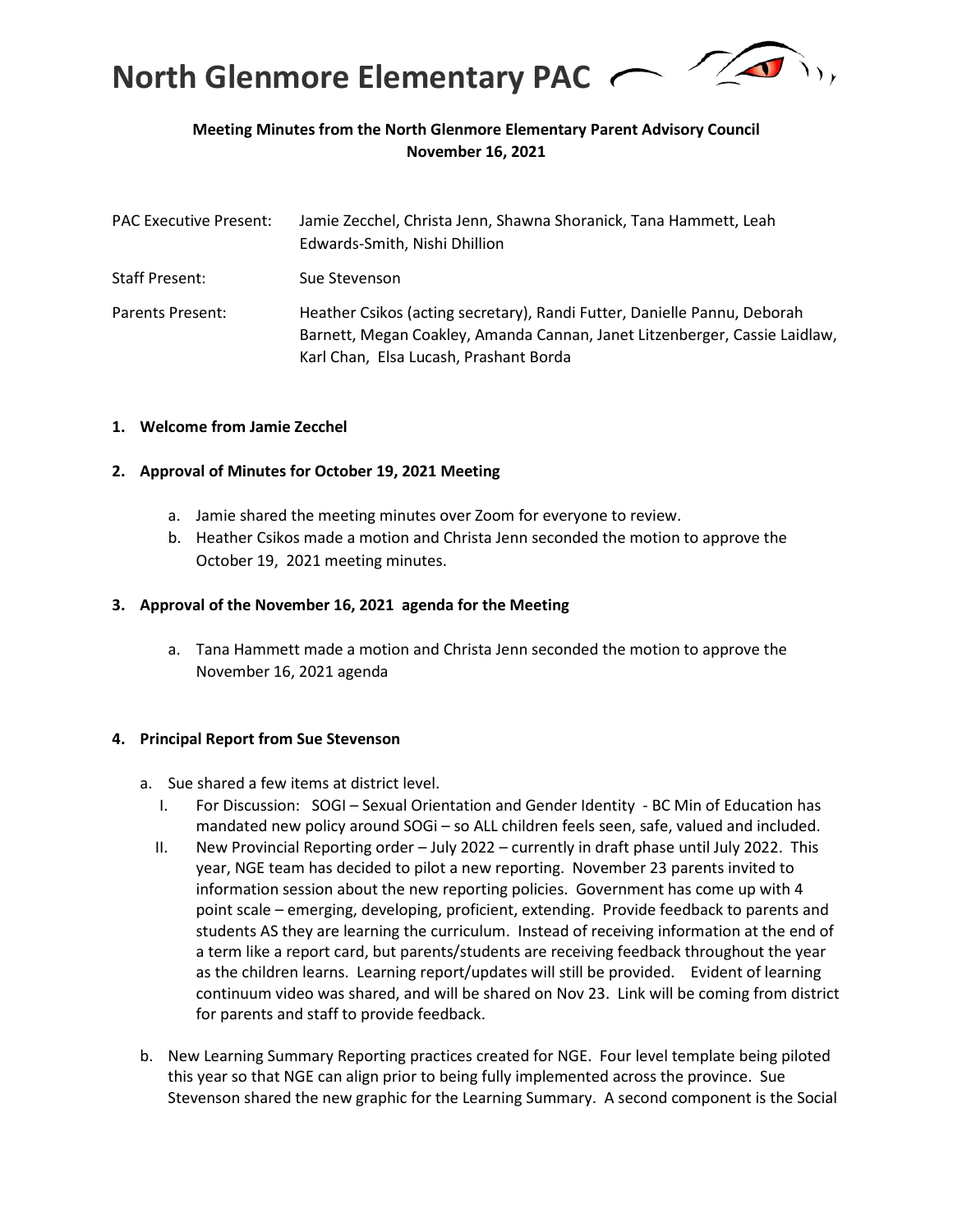# North Glenmore Elementary PAC

**Meeting Minutes from the North Glenmore Elementary Parent Advisory Council**
**November 16, 2021**

| | |
|---|---|
| PAC Executive Present: | Jamie Zecchel, Christa Jenn, Shawna Shoranick, Tana Hammett, Leah Edwards-Smith, Nishi Dhillion |
| Staff Present: | Sue Stevenson |
| Parents Present: | Heather Csikos (acting secretary), Randi Futter, Danielle Pannu, Deborah Barnett, Megan Coakley, Amanda Cannan, Janet Litzenberger, Cassie Laidlaw, Karl Chan, Elsa Lucash, Prashant Borda |

**1. Welcome from Jamie Zecchel**

**2. Approval of Minutes for October 19, 2021 Meeting**

a. Jamie shared the meeting minutes over Zoom for everyone to review.
b. Heather Csikos made a motion and Christa Jenn seconded the motion to approve the October 19, 2021 meeting minutes.

**3. Approval of the November 16, 2021 agenda for the Meeting**

a. Tana Hammett made a motion and Christa Jenn seconded the motion to approve the November 16, 2021 agenda

**4. Principal Report from Sue Stevenson**

a. Sue shared a few items at district level.
   I. For Discussion: SOGI – Sexual Orientation and Gender Identity - BC Min of Education has mandated new policy around SOGi – so ALL children feels seen, safe, valued and included.
   II. New Provincial Reporting order – July 2022 – currently in draft phase until July 2022. This year, NGE team has decided to pilot a new reporting. November 23 parents invited to information session about the new reporting policies. Government has come up with 4 point scale – emerging, developing, proficient, extending. Provide feedback to parents and students AS they are learning the curriculum. Instead of receiving information at the end of a term like a report card, but parents/students are receiving feedback throughout the year as the children learns. Learning report/updates will still be provided. Evident of learning continuum video was shared, and will be shared on Nov 23. Link will be coming from district for parents and staff to provide feedback.

b. New Learning Summary Reporting practices created for NGE. Four level template being piloted this year so that NGE can align prior to being fully implemented across the province. Sue Stevenson shared the new graphic for the Learning Summary. A second component is the Social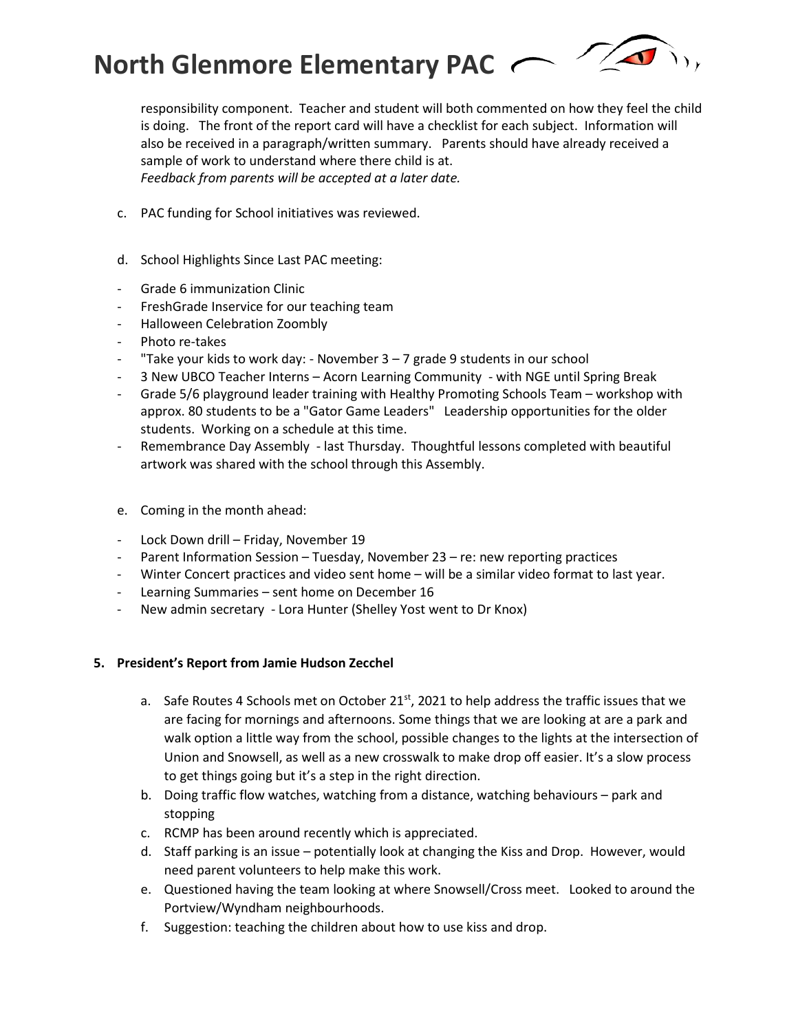responsibility component. Teacher and student will both commented on how they feel the child is doing. The front of the report card will have a checklist for each subject. Information will also be received in a paragraph/written summary. Parents should have already received a sample of work to understand where there child is at.
*Feedback from parents will be accepted at a later date.*

c. PAC funding for School initiatives was reviewed.

d. School Highlights Since Last PAC meeting:

- Grade 6 immunization Clinic
- FreshGrade Inservice for our teaching team
- Halloween Celebration Zoombly
- Photo re-takes
- "Take your kids to work day: - November 3 – 7 grade 9 students in our school
- 3 New UBCO Teacher Interns – Acorn Learning Community - with NGE until Spring Break
- Grade 5/6 playground leader training with Healthy Promoting Schools Team – workshop with approx. 80 students to be a "Gator Game Leaders" Leadership opportunities for the older students. Working on a schedule at this time.
- Remembrance Day Assembly - last Thursday. Thoughtful lessons completed with beautiful artwork was shared with the school through this Assembly.

e. Coming in the month ahead:

- Lock Down drill – Friday, November 19
- Parent Information Session – Tuesday, November 23 – re: new reporting practices
- Winter Concert practices and video sent home – will be a similar video format to last year.
- Learning Summaries – sent home on December 16
- New admin secretary - Lora Hunter (Shelley Yost went to Dr Knox)

**5. President's Report from Jamie Hudson Zecchel**

a. Safe Routes 4 Schools met on October 21st, 2021 to help address the traffic issues that we are facing for mornings and afternoons. Some things that we are looking at are a park and walk option a little way from the school, possible changes to the lights at the intersection of Union and Snowsell, as well as a new crosswalk to make drop off easier. It's a slow process to get things going but it's a step in the right direction.
b. Doing traffic flow watches, watching from a distance, watching behaviours – park and stopping
c. RCMP has been around recently which is appreciated.
d. Staff parking is an issue – potentially look at changing the Kiss and Drop. However, would need parent volunteers to help make this work.
e. Questioned having the team looking at where Snowsell/Cross meet. Looked to around the Portview/Wyndham neighbourhoods.
f. Suggestion: teaching the children about how to use kiss and drop.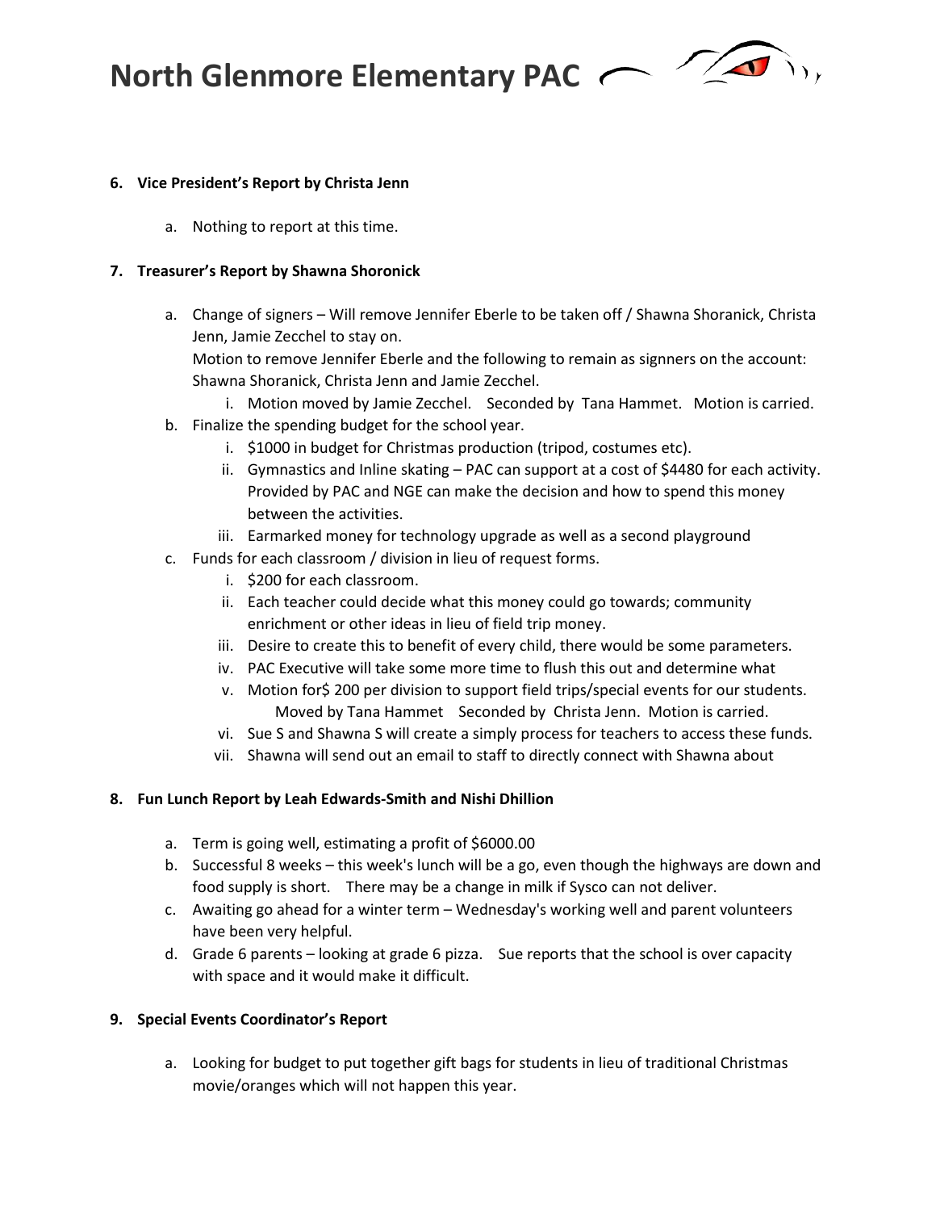6. **Vice President's Report by Christa Jenn**

    a. Nothing to report at this time.

7. **Treasurer's Report by Shawna Shoronick**

    a. Change of signers – Will remove Jennifer Eberle to be taken off / Shawna Shoranick, Christa Jenn, Jamie Zecchel to stay on.
    Motion to remove Jennifer Eberle and the following to remain as signers on the account: Shawna Shoranick, Christa Jenn and Jamie Zecchel.
        i. Motion moved by Jamie Zecchel. Seconded by Tana Hammet. Motion is carried.

    b. Finalize the spending budget for the school year.
        i. $1000 in budget for Christmas production (tripod, costumes etc).
        ii. Gymnastics and Inline skating – PAC can support at a cost of $4480 for each activity. Provided by PAC and NGE can make the decision and how to spend this money between the activities.
        iii. Earmarked money for technology upgrade as well as a second playground

    c. Funds for each classroom / division in lieu of request forms.
        i. $200 for each classroom.
        ii. Each teacher could decide what this money could go towards; community enrichment or other ideas in lieu of field trip money.
        iii. Desire to create this to benefit of every child, there would be some parameters.
        iv. PAC Executive will take some more time to flush this out and determine what
        v. Motion for$ 200 per division to support field trips/special events for our students. Moved by Tana Hammet Seconded by Christa Jenn. Motion is carried.
        vi. Sue S and Shawna S will create a simply process for teachers to access these funds.
        vii. Shawna will send out an email to staff to directly connect with Shawna about

8. **Fun Lunch Report by Leah Edwards-Smith and Nishi Dhillion**

    a. Term is going well, estimating a profit of $6000.00
    b. Successful 8 weeks – this week's lunch will be a go, even though the highways are down and food supply is short. There may be a change in milk if Sysco can not deliver.
    c. Awaiting go ahead for a winter term – Wednesday's working well and parent volunteers have been very helpful.
    d. Grade 6 parents – looking at grade 6 pizza. Sue reports that the school is over capacity with space and it would make it difficult.

9. **Special Events Coordinator's Report**

    a. Looking for budget to put together gift bags for students in lieu of traditional Christmas movie/oranges which will not happen this year.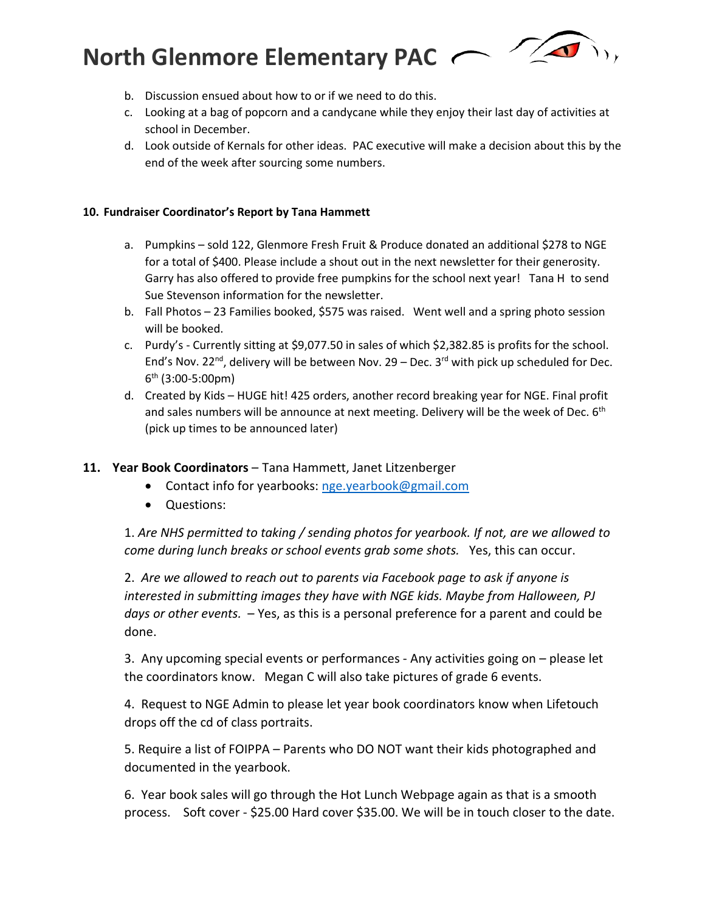b. Discussion ensued about how to or if we need to do this.
c. Looking at a bag of popcorn and a candycane while they enjoy their last day of activities at school in December.
d. Look outside of Kernals for other ideas. PAC executive will make a decision about this by the end of the week after sourcing some numbers.

**10. Fundraiser Coordinator's Report by Tana Hammett**

a. Pumpkins – sold 122, Glenmore Fresh Fruit & Produce donated an additional $278 to NGE for a total of $400. Please include a shout out in the next newsletter for their generosity. Garry has also offered to provide free pumpkins for the school next year! Tana H to send Sue Stevenson information for the newsletter.
b. Fall Photos – 23 Families booked, $575 was raised. Went well and a spring photo session will be booked.
c. Purdy's - Currently sitting at $9,077.50 in sales of which $2,382.85 is profits for the school. End's Nov. 22nd, delivery will be between Nov. 29 – Dec. 3rd with pick up scheduled for Dec. 6th (3:00-5:00pm)
d. Created by Kids – HUGE hit! 425 orders, another record breaking year for NGE. Final profit and sales numbers will be announce at next meeting. Delivery will be the week of Dec. 6th (pick up times to be announced later)

**11. Year Book Coordinators** – Tana Hammett, Janet Litzenberger

- Contact info for yearbooks: nge.yearbook@gmail.com
- Questions:

1. *Are NHS permitted to taking / sending photos for yearbook. If not, are we allowed to come during lunch breaks or school events grab some shots.* Yes, this can occur.

2. *Are we allowed to reach out to parents via Facebook page to ask if anyone is interested in submitting images they have with NGE kids. Maybe from Halloween, PJ days or other events.* – Yes, as this is a personal preference for a parent and could be done.

3. Any upcoming special events or performances - Any activities going on – please let the coordinators know. Megan C will also take pictures of grade 6 events.

4. Request to NGE Admin to please let year book coordinators know when Lifetouch drops off the cd of class portraits.

5. Require a list of FOIPPA – Parents who DO NOT want their kids photographed and documented in the yearbook.

6. Year book sales will go through the Hot Lunch Webpage again as that is a smooth process. Soft cover - $25.00 Hard cover $35.00. We will be in touch closer to the date.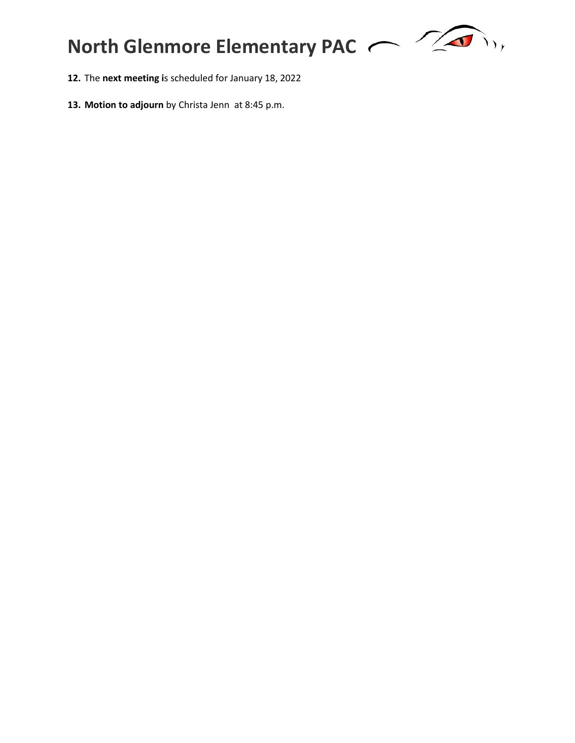**12.** The **next meeting i**s scheduled for January 18, 2022

**13. Motion to adjourn** by Christa Jenn at 8:45 p.m.